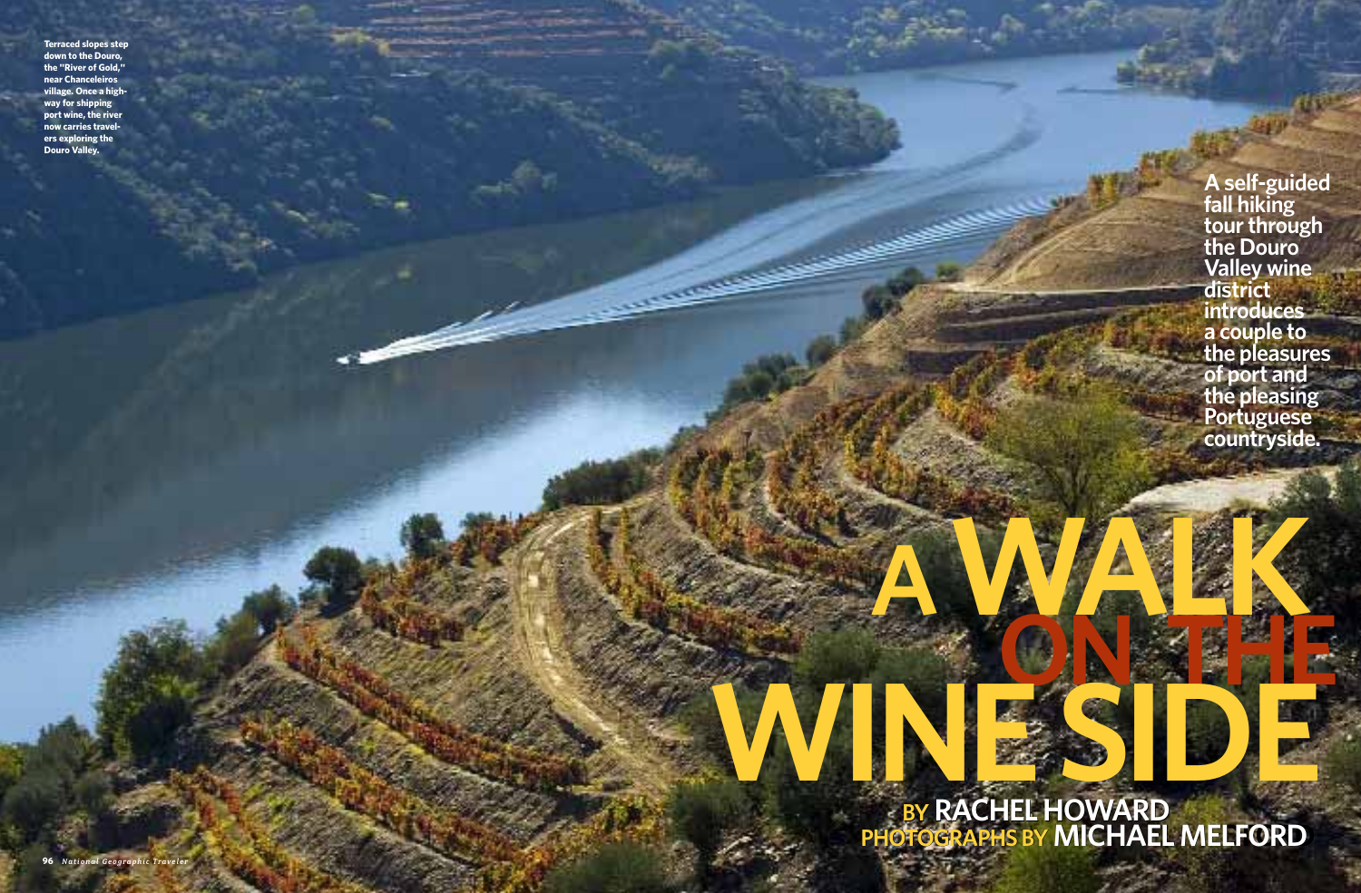# A WALK ON THE WINE SIDE

A self-guided fall hiking tour through the Douro Valley wine district introduces a couple to the pleasures of port and the pleasing Portuguese countryside.

BY RACHEL HOWARD
PHOTOGRAPHS BY MICHAEL MELFORD

Terraced slopes step down to the Douro, the "River of Gold," near Chanceleiros village. Once a highway for shipping port wine, the river now carries travelers exploring the Douro Valley.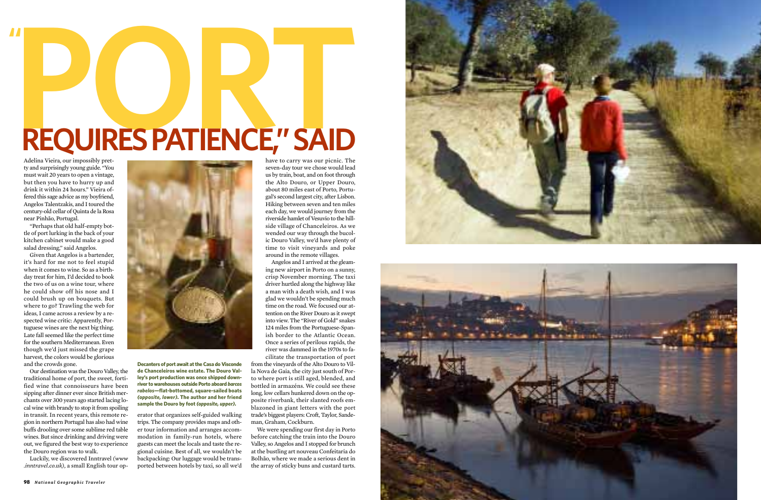# "PORT REQUIRES PATIENCE," SAID

Adelina Vieira, our impossibly pretty and surprisingly young guide. "You must wait 20 years to open a vintage, but then you have to hurry up and drink it within 24 hours." Vieira offered this sage advice as my boyfriend, Angelos Talentzakis, and I toured the century-old cellar of Quinta de la Rosa near Pinhão, Portugal.

"Perhaps that old half-empty bottle of port lurking in the back of your kitchen cabinet would make a good salad dressing," said Angelos.

Given that Angelos is a bartender, it's hard for me not to feel stupid when it comes to wine. So as a birthday treat for him, I'd decided to book the two of us on a wine tour, where he could show off his nose and I could brush up on bouquets. But where to go? Trawling the web for ideas, I came across a review by a respected wine critic: Apparently, Portuguese wines are the next big thing. Late fall seemed like the perfect time for the southern Mediterranean. Even though we'd just missed the grape harvest, the colors would be glorious and the crowds gone.

Our destination was the Douro Valley, the traditional home of port, the sweet, fortified wine that connoisseurs have been sipping after dinner ever since British merchants over 300 years ago started lacing local wine with brandy to stop it from spoiling in transit. In recent years, this remote region in northern Portugal has also had wine buffs drooling over some sublime red table wines. But since drinking and driving were out, we figured the best way to experience the Douro region was to walk.

Luckily, we discovered Inntravel (*www.inntravel.co.uk*), a small English tour operator that organizes self-guided walking trips. The company provides maps and other tour information and arranges accommodation in family-run hotels, where guests can meet the locals and taste the regional cuisine. Best of all, we wouldn't be backpacking: Our luggage would be transported between hotels by taxi, so all we'd have to carry was our picnic. The seven-day tour we chose would lead us by train, boat, and on foot through the Alto Douro, or Upper Douro, about 80 miles east of Porto, Portugal's second largest city, after Lisbon. Hiking between seven and ten miles each day, we would journey from the riverside hamlet of Vesuvio to the hillside village of Chanceleiros. As we wended our way through the bucolic Douro Valley, we'd have plenty of time to visit vineyards and poke around in the remote villages.

Angelos and I arrived at the gleaming new airport in Porto on a sunny, crisp November morning. The taxi driver hurtled along the highway like a man with a death wish, and I was glad we wouldn't be spending much time on the road. We focused our attention on the River Douro as it swept into view. The "River of Gold" snakes 124 miles from the Portuguese-Spanish border to the Atlantic Ocean. Once a series of perilous rapids, the river was dammed in the 1970s to facilitate the transportation of port from the vineyards of the Alto Douro to Vila Nova de Gaia, the city just south of Porto where port is still aged, blended, and bottled in armazéns. We could see these long, low cellars hunkered down on the opposite riverbank, their slanted roofs emblazoned in giant letters with the port trade's biggest players: Croft, Taylor, Sandeman, Graham, Cockburn.

We were spending our first day in Porto before catching the train into the Douro Valley, so Angelos and I stopped for brunch at the bustling art nouveau Confeitaria do Bolhão, where we made a serious dent in the array of sticky buns and custard tarts.

**Decanters of port await at the Casa do Visconde de Chanceleiros wine estate. The Douro Valley's port production was once shipped downriver to warehouses outside Porto aboard *barcos rabelos*—flat-bottomed, square-sailed boats *(opposite, lower)*. The author and her friend sample the Douro by foot *(opposite, upper)*.**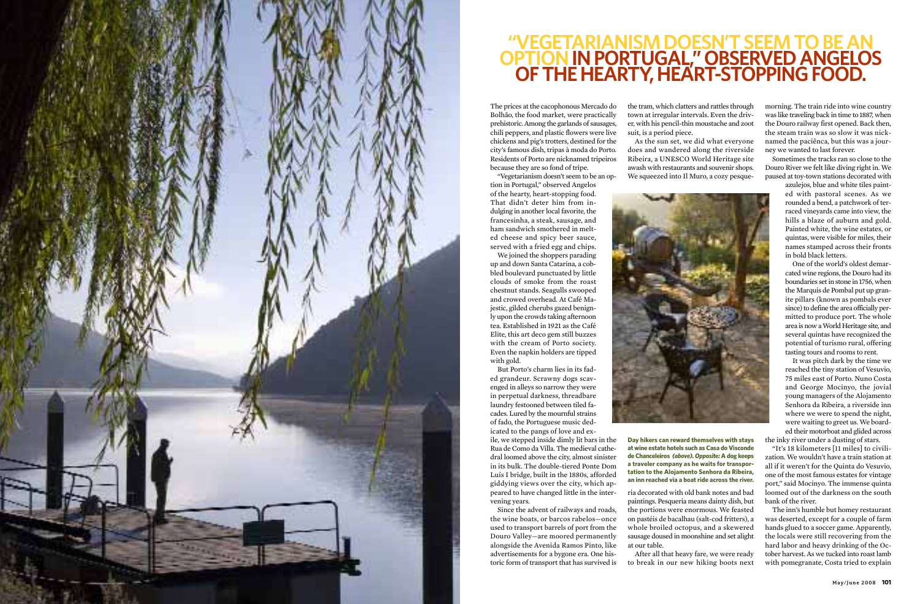# "VEGETARIANISM DOESN'T SEEM TO BE AN OPTION IN PORTUGAL," OBSERVED ANGELOS OF THE HEARTY, HEART-STOPPING FOOD.

The prices at the cacophonous Mercado do Bolhão, the food market, were practically prehistoric. Among the garlands of sausages, chili peppers, and plastic flowers were live chickens and pig's trotters, destined for the city's famous dish, tripas à moda do Porto. Residents of Porto are nicknamed tripeiros because they are so fond of tripe.

"Vegetarianism doesn't seem to be an option in Portugal," observed Angelos of the hearty, heart-stopping food. That didn't deter him from indulging in another local favorite, the francesinha, a steak, sausage, and ham sandwich smothered in melted cheese and spicy beer sauce, served with a fried egg and chips.

We joined the shoppers parading up and down Santa Catarina, a cobbled boulevard punctuated by little clouds of smoke from the roast chestnut stands. Seagulls swooped and crowed overhead. At Café Majestic, gilded cherubs gazed benignly upon the crowds taking afternoon tea. Established in 1921 as the Café Elite, this art deco gem still buzzes with the cream of Porto society. Even the napkin holders are tipped with gold.

But Porto's charm lies in its faded grandeur. Scrawny dogs scavenged in alleys so narrow they were in perpetual darkness, threadbare laundry festooned between tiled facades. Lured by the mournful strains of fado, the Portuguese music dedicated to the pangs of love and exile, we stepped inside dimly lit bars in the Rua de Como da Villa. The medieval cathedral loomed above the city, almost sinister in its bulk. The double-tiered Ponte Dom Luís I bridge, built in the 1880s, afforded giddying views over the city, which appeared to have changed little in the intervening years.

Since the advent of railways and roads, the wine boats, or barcos rabelos—once used to transport barrels of port from the Douro Valley—are moored permanently alongside the Avenida Ramos Pinto, like advertisements for a bygone era. One historic form of transport that has survived is the tram, which clatters and rattles through town at irregular intervals. Even the driver, with his pencil-thin moustache and zoot suit, is a period piece.

As the sun set, we did what everyone does and wandered along the riverside Ribeira, a UNESCO World Heritage site awash with restaurants and souvenir shops. We squeezed into Il Muro, a cozy pesqueria decorated with old bank notes and bad paintings. Pesqueria means dainty dish, but the portions were enormous. We feasted on pastéis de bacalhau (salt-cod fritters), a whole broiled octopus, and a skewered sausage doused in moonshine and set alight at our table.

After all that heavy fare, we were ready to break in our new hiking boots next morning. The train ride into wine country was like traveling back in time to 1887, when the Douro railway first opened. Back then, the steam train was so slow it was nicknamed the paciência, but this was a journey we wanted to last forever.

Sometimes the tracks ran so close to the Douro River we felt like diving right in. We paused at toy-town stations decorated with azulejos, blue and white tiles painted with pastoral scenes. As we rounded a bend, a patchwork of terraced vineyards came into view, the hills a blaze of auburn and gold. Painted white, the wine estates, or quintas, were visible for miles, their names stamped across their fronts in bold black letters.

One of the world's oldest demarcated wine regions, the Douro had its boundaries set in stone in 1756, when the Marquis de Pombal put up granite pillars (known as pombals ever since) to define the area officially permitted to produce port. The whole area is now a World Heritage site, and several quintas have recognized the potential of turismo rural, offering tasting tours and rooms to rent.

It was pitch dark by the time we reached the tiny station of Vesuvio, 75 miles east of Porto. Nuno Costa and George Mocinyo, the jovial young managers of the Alojamento Senhora da Ribeira, a riverside inn where we were to spend the night, were waiting to greet us. We boarded their motorboat and glided across the inky river under a dusting of stars.

"It's 18 kilometers [11 miles] to civilization. We wouldn't have a train station at all if it weren't for the Quinta do Vesuvio, one of the most famous estates for vintage port," said Mocinyo. The immense quinta loomed out of the darkness on the south bank of the river.

The inn's humble but homey restaurant was deserted, except for a couple of farm hands glued to a soccer game. Apparently, the locals were still recovering from the hard labor and heavy drinking of the October harvest. As we tucked into roast lamb with pomegranate, Costa tried to explain

**Day hikers can reward themselves with stays at wine estate hotels such as Casa do Visconde de Chanceleiros *(above)*. *Opposite:* A dog keeps a traveler company as he waits for transportation to the Alojamento Senhora da Ribeira, an inn reached via a boat ride across the river.**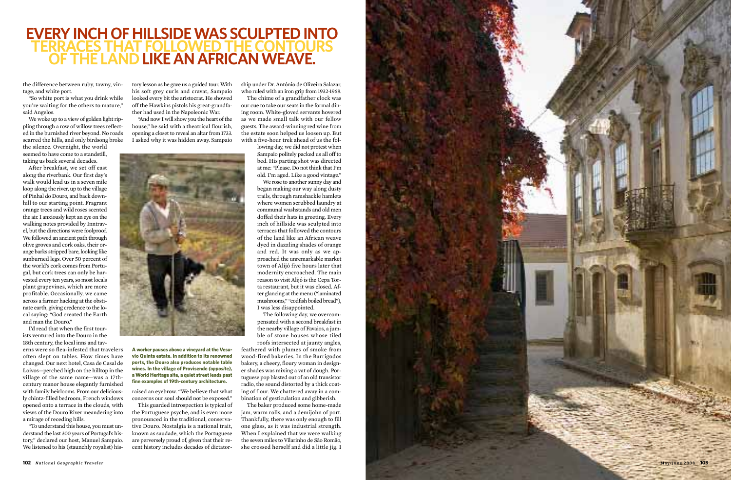# EVERY INCH OF HILLSIDE WAS SCULPTED INTO TERRACES THAT FOLLOWED THE CONTOURS OF THE LAND LIKE AN AFRICAN WEAVE.

the difference between ruby, tawny, vintage, and white port.

"So white port is what you drink while you're waiting for the others to mature," said Angelos.

We woke up to a view of golden light rippling through a row of willow trees reflected in the burnished river beyond. No roads scarred the hills, and only birdsong broke the silence. Overnight, the world seemed to have come to a standstill, taking us back several decades.

After breakfast, we set off east along the riverbank. Our first day's walk would lead us in a seven mile loop along the river, up to the village of Pinhal do Douro, and back downhill to our starting point. Fragrant orange trees and wild roses scented the air. I anxiously kept an eye on the walking notes provided by Inntravel, but the directions were foolproof. We followed an ancient path through olive groves and cork oaks, their orange barks stripped bare, looking like sunburned legs. Over 50 percent of the world's cork comes from Portugal, but cork trees can only be harvested every ten years, so most locals plant grapevines, which are more profitable. Occasionally, we came across a farmer hacking at the obstinate earth, giving credence to the local saying: "God created the Earth and man the Douro."

I'd read that when the first tourists ventured into the Douro in the 18th century, the local inns and taverns were so flea-infested that travelers often slept on tables. How times have changed. Our next hotel, Casa de Casal de Loivos—perched high on the hilltop in the village of the same name—was a 17th-century manor house elegantly furnished with family heirlooms. From our deliciously chintz-filled bedroom, French windows opened onto a terrace in the clouds, with views of the Douro River meandering into a mirage of receding hills.

"To understand this house, you must understand the last 300 years of Portugal's history," declared our host, Manuel Sampaio. We listened to his (staunchly royalist) history lesson as he gave us a guided tour. With his soft grey curls and cravat, Sampaio looked every bit the aristocrat. He showed off the Hawkins pistols his great-grandfather had used in the Napoleonic War.

"And now I will show you the heart of the house," he said with a theatrical flourish, opening a closet to reveal an altar from 1733. I asked why it was hidden away. Sampaio raised an eyebrow. "We believe that what concerns our soul should not be exposed."

This guarded introspection is typical of the Portuguese psyche, and is even more pronounced in the traditional, conservative Douro. Nostalgia is a national trait, known as saudade, which the Portuguese are perversely proud of, given that their recent history includes decades of dictatorship under Dr. António de Oliveira Salazar, who ruled with an iron grip from 1932-1968.

**A worker pauses above a vineyard at the Vesuvio Quinta estate. In addition to its renowned ports, the Douro also produces notable table wines. In the village of Provisende *(opposite)*, a World Heritage site, a quiet street leads past fine examples of 19th-century architecture.**

The chime of a grandfather clock was our cue to take our seats in the formal dining room. White-gloved servants hovered as we made small talk with our fellow guests. The award-winning red wine from the estate soon helped us loosen up. But with a five-hour trek ahead of us the following day, we did not protest when Sampaio politely packed us all off to bed. His parting shot was directed at me: "Please. Do not think that I'm old. I'm aged. Like a good vintage."

We rose to another sunny day and began making our way along dusty trails, through ramshackle hamlets where women scrubbed laundry at communal washstands and old men doffed their hats in greeting. Every inch of hillside was sculpted into terraces that followed the contours of the land like an African weave dyed in dazzling shades of orange and red. It was only as we approached the unremarkable market town of Alijó five hours later that modernity encroached. The main reason to visit Alijó is the Cepa Torta restaurant, but it was closed. After glancing at the menu ("laminated mushrooms," "codfish boiled bread"), I was less disappointed.

The following day, we overcompensated with a second breakfast in the nearby village of Favaios, a jumble of stone houses whose tiled roofs intersected at jaunty angles, feathered with plumes of smoke from wood-fired bakeries. In the Barrigodos bakery, a cheery, floury woman in designer shades was mixing a vat of dough. Portuguese pop blasted out of an old transistor radio, the sound distorted by a thick coating of flour. We chattered away in a combination of gesticulation and gibberish.

The baker produced some home-made jam, warm rolls, and a demijohn of port. Thankfully, there was only enough to fill one glass, as it was industrial strength. When I explained that we were walking the seven miles to Vilarinho de São Romão, she crossed herself and did a little jig. I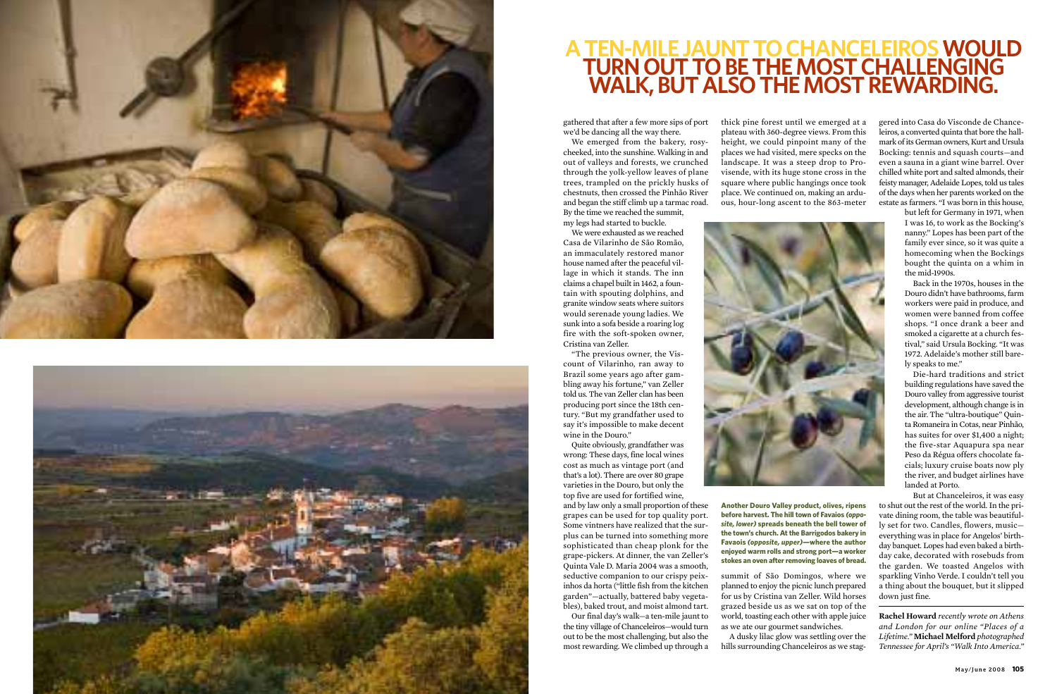# A TEN-MILE JAUNT TO CHANCELEIROS WOULD TURN OUT TO BE THE MOST CHALLENGING WALK, BUT ALSO THE MOST REWARDING.

gathered that after a few more sips of port we'd be dancing all the way there.

We emerged from the bakery, rosy-cheeked, into the sunshine. Walking in and out of valleys and forests, we crunched through the yolk-yellow leaves of plane trees, trampled on the prickly husks of chestnuts, then crossed the Pinhão River and began the stiff climb up a tarmac road. By the time we reached the summit, my legs had started to buckle.

We were exhausted as we reached Casa de Vilarinho de São Romão, an immaculately restored manor house named after the peaceful village in which it stands. The inn claims a chapel built in 1462, a fountain with spouting dolphins, and granite window seats where suitors would serenade young ladies. We sunk into a sofa beside a roaring log fire with the soft-spoken owner, Cristina van Zeller.

"The previous owner, the Viscount of Vilarinho, ran away to Brazil some years ago after gambling away his fortune," van Zeller told us. The van Zeller clan has been producing port since the 18th century. "But my grandfather used to say it's impossible to make decent wine in the Douro."

Quite obviously, grandfather was wrong: These days, fine local wines cost as much as vintage port (and that's a lot). There are over 80 grape varieties in the Douro, but only the top five are used for fortified wine, and by law only a small proportion of these grapes can be used for top quality port. Some vintners have realized that the surplus can be turned into something more sophisticated than cheap plonk for the grape-pickers. At dinner, the van Zeller's Quinta Vale D. Maria 2004 was a smooth, seductive companion to our crispy peixinhos da horta ("little fish from the kitchen garden"—actually, battered baby vegetables), baked trout, and moist almond tart.

Our final day's walk—a ten-mile jaunt to the tiny village of Chanceleiros—would turn out to be the most challenging, but also the most rewarding. We climbed up through a thick pine forest until we emerged at a plateau with 360-degree views. From this height, we could pinpoint many of the places we had visited, mere specks on the landscape. It was a steep drop to Provisende, with its huge stone cross in the square where public hangings once took place. We continued on, making an arduous, hour-long ascent to the 863-meter summit of São Domingos, where we planned to enjoy the picnic lunch prepared for us by Cristina van Zeller. Wild horses grazed beside us as we sat on top of the world, toasting each other with apple juice as we ate our gourmet sandwiches.

A dusky lilac glow was settling over the hills surrounding Chanceleiros as we staggered into Casa do Visconde de Chanceleiros, a converted quinta that bore the hallmark of its German owners, Kurt and Ursula Bocking: tennis and squash courts—and even a sauna in a giant wine barrel. Over chilled white port and salted almonds, their feisty manager, Adelaide Lopes, told us tales of the days when her parents worked on the estate as farmers. "I was born in this house, but left for Germany in 1971, when I was 16, to work as the Bocking's nanny." Lopes has been part of the family ever since, so it was quite a homecoming when the Bockings bought the quinta on a whim in the mid-1990s.

Back in the 1970s, houses in the Douro didn't have bathrooms, farm workers were paid in produce, and women were banned from coffee shops. "I once drank a beer and smoked a cigarette at a church festival," said Ursula Bocking. "It was 1972. Adelaide's mother still barely speaks to me."

Die-hard traditions and strict building regulations have saved the Douro valley from aggressive tourist development, although change is in the air. The "ultra-boutique" Quinta Romaneira in Cotas, near Pinhão, has suites for over $1,400 a night; the five-star Aquapura spa near Peso da Régua offers chocolate facials; luxury cruise boats now ply the river, and budget airlines have landed at Porto.

But at Chanceleiros, it was easy to shut out the rest of the world. In the private dining room, the table was beautifully set for two. Candles, flowers, music—everything was in place for Angelos' birthday banquet. Lopes had even baked a birthday cake, decorated with rosebuds from the garden. We toasted Angelos with sparkling Vinho Verde. I couldn't tell you a thing about the bouquet, but it slipped down just fine.

**Another Douro Valley product, olives, ripens before harvest. The hill town of Favaios (*opposite, lower*) spreads beneath the bell tower of the town's church. At the Barrigodos bakery in Favaois (*opposite, upper*)—where the author enjoyed warm rolls and strong port—a worker stokes an oven after removing loaves of bread.**

**Rachel Howard** *recently wrote on Athens and London for our online "Places of a Lifetime."* **Michael Melford** *photographed Tennessee for April's "Walk Into America."*